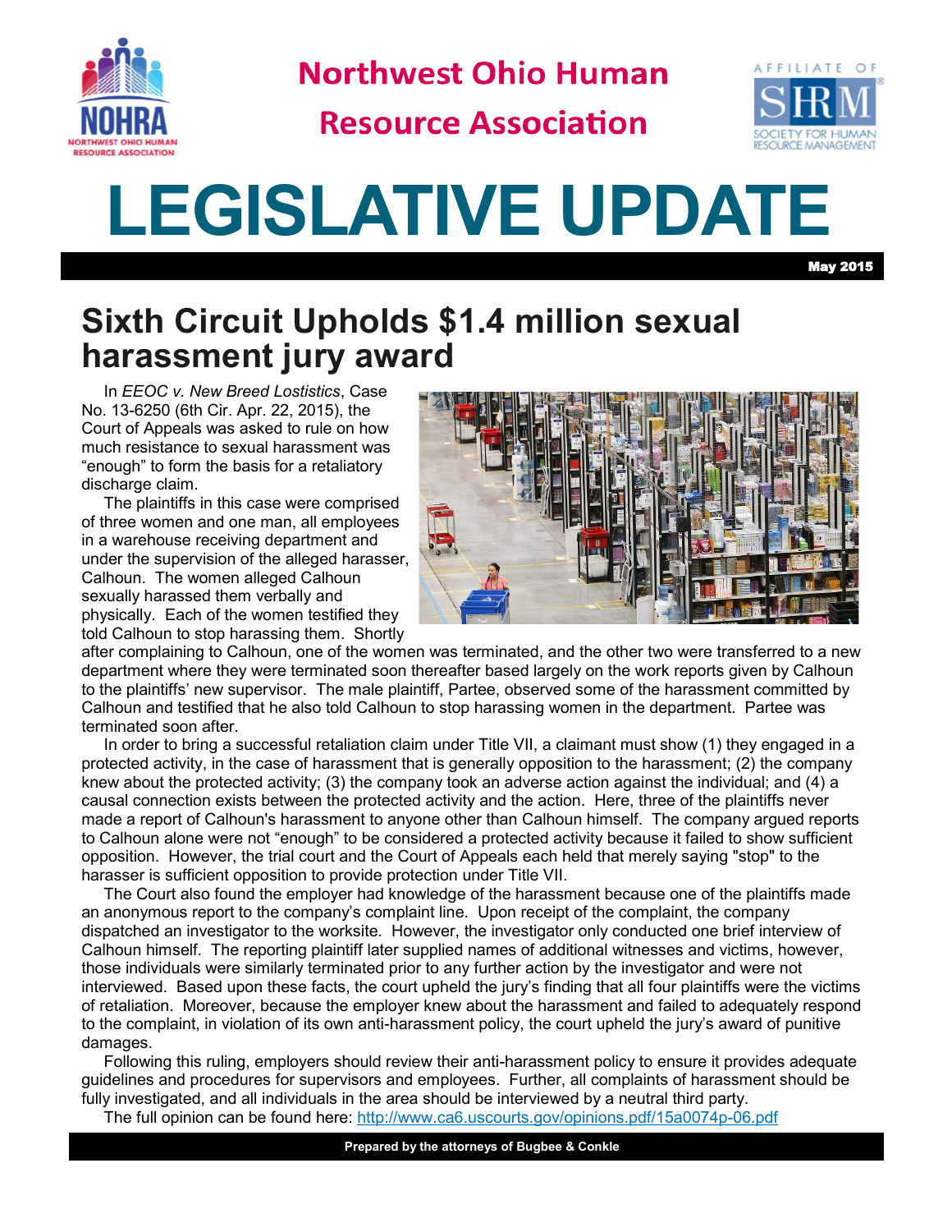# Northwest Ohio Human Resource Association

# LEGISLATIVE UPDATE

**May 2015**

## Sixth Circuit Upholds $1.4 million sexual harassment jury award

In *EEOC v. New Breed Lostistics*, Case No. 13-6250 (6th Cir. Apr. 22, 2015), the Court of Appeals was asked to rule on how much resistance to sexual harassment was "enough" to form the basis for a retaliatory discharge claim.

The plaintiffs in this case were comprised of three women and one man, all employees in a warehouse receiving department and under the supervision of the alleged harasser, Calhoun. The women alleged Calhoun sexually harassed them verbally and physically. Each of the women testified they told Calhoun to stop harassing them. Shortly after complaining to Calhoun, one of the women was terminated, and the other two were transferred to a new department where they were terminated soon thereafter based largely on the work reports given by Calhoun to the plaintiffs' new supervisor. The male plaintiff, Partee, observed some of the harassment committed by Calhoun and testified that he also told Calhoun to stop harassing women in the department. Partee was terminated soon after.

In order to bring a successful retaliation claim under Title VII, a claimant must show (1) they engaged in a protected activity, in the case of harassment that is generally opposition to the harassment; (2) the company knew about the protected activity; (3) the company took an adverse action against the individual; and (4) a causal connection exists between the protected activity and the action. Here, three of the plaintiffs never made a report of Calhoun's harassment to anyone other than Calhoun himself. The company argued reports to Calhoun alone were not "enough" to be considered a protected activity because it failed to show sufficient opposition. However, the trial court and the Court of Appeals each held that merely saying "stop" to the harasser is sufficient opposition to provide protection under Title VII.

The Court also found the employer had knowledge of the harassment because one of the plaintiffs made an anonymous report to the company's complaint line. Upon receipt of the complaint, the company dispatched an investigator to the worksite. However, the investigator only conducted one brief interview of Calhoun himself. The reporting plaintiff later supplied names of additional witnesses and victims, however, those individuals were similarly terminated prior to any further action by the investigator and were not interviewed. Based upon these facts, the court upheld the jury's finding that all four plaintiffs were the victims of retaliation. Moreover, because the employer knew about the harassment and failed to adequately respond to the complaint, in violation of its own anti-harassment policy, the court upheld the jury's award of punitive damages.

Following this ruling, employers should review their anti-harassment policy to ensure it provides adequate guidelines and procedures for supervisors and employees. Further, all complaints of harassment should be fully investigated, and all individuals in the area should be interviewed by a neutral third party.

The full opinion can be found here: http://www.ca6.uscourts.gov/opinions.pdf/15a0074p-06.pdf

**Prepared by the attorneys of Bugbee & Conkle**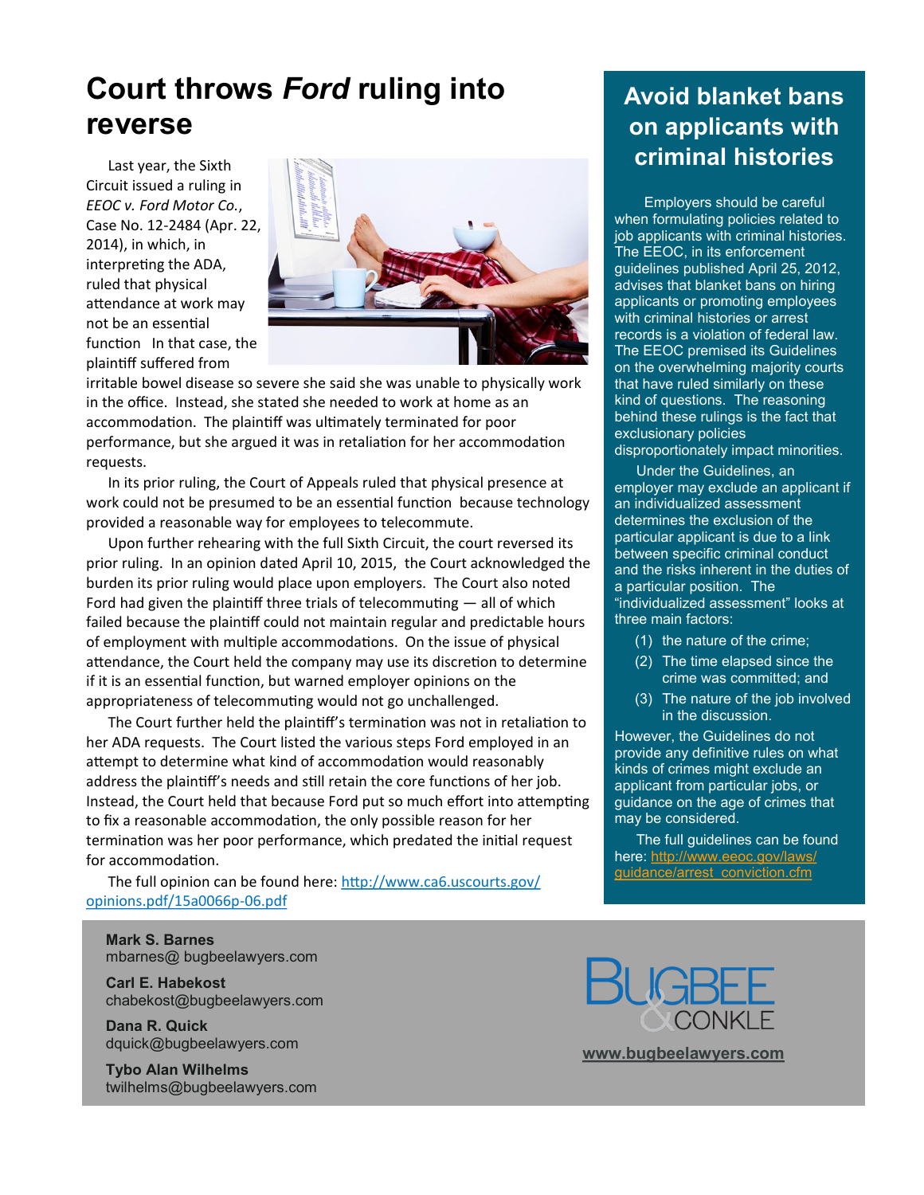# Court throws *Ford* ruling into reverse

Last year, the Sixth Circuit issued a ruling in *EEOC v. Ford Motor Co.*, Case No. 12-2484 (Apr. 22, 2014), in which, in interpreting the ADA, ruled that physical attendance at work may not be an essential function In that case, the plaintiff suffered from irritable bowel disease so severe she said she was unable to physically work in the office. Instead, she stated she needed to work at home as an accommodation. The plaintiff was ultimately terminated for poor performance, but she argued it was in retaliation for her accommodation requests.

In its prior ruling, the Court of Appeals ruled that physical presence at work could not be presumed to be an essential function because technology provided a reasonable way for employees to telecommute.

Upon further rehearing with the full Sixth Circuit, the court reversed its prior ruling. In an opinion dated April 10, 2015, the Court acknowledged the burden its prior ruling would place upon employers. The Court also noted Ford had given the plaintiff three trials of telecommuting — all of which failed because the plaintiff could not maintain regular and predictable hours of employment with multiple accommodations. On the issue of physical attendance, the Court held the company may use its discretion to determine if it is an essential function, but warned employer opinions on the appropriateness of telecommuting would not go unchallenged.

The Court further held the plaintiff's termination was not in retaliation to her ADA requests. The Court listed the various steps Ford employed in an attempt to determine what kind of accommodation would reasonably address the plaintiff's needs and still retain the core functions of her job. Instead, the Court held that because Ford put so much effort into attempting to fix a reasonable accommodation, the only possible reason for her termination was her poor performance, which predated the initial request for accommodation.

The full opinion can be found here: http://www.ca6.uscourts.gov/opinions.pdf/15a0066p-06.pdf

## Avoid blanket bans on applicants with criminal histories

Employers should be careful when formulating policies related to job applicants with criminal histories. The EEOC, in its enforcement guidelines published April 25, 2012, advises that blanket bans on hiring applicants or promoting employees with criminal histories or arrest records is a violation of federal law. The EEOC premised its Guidelines on the overwhelming majority courts that have ruled similarly on these kind of questions. The reasoning behind these rulings is the fact that exclusionary policies disproportionately impact minorities.

Under the Guidelines, an employer may exclude an applicant if an individualized assessment determines the exclusion of the particular applicant is due to a link between specific criminal conduct and the risks inherent in the duties of a particular position. The "individualized assessment" looks at three main factors:

(1) the nature of the crime;

(2) The time elapsed since the crime was committed; and

(3) The nature of the job involved in the discussion.

However, the Guidelines do not provide any definitive rules on what kinds of crimes might exclude an applicant from particular jobs, or guidance on the age of crimes that may be considered.

The full guidelines can be found here: http://www.eeoc.gov/laws/guidance/arrest_conviction.cfm

**Mark S. Barnes**
mbarnes@ bugbeelawyers.com

**Carl E. Habekost**
chabekost@bugbeelawyers.com

**Dana R. Quick**
dquick@bugbeelawyers.com

**Tybo Alan Wilhelms**
twilhelms@bugbeelawyers.com

BUGBEE & CONKLE

**www.bugbeelawyers.com**